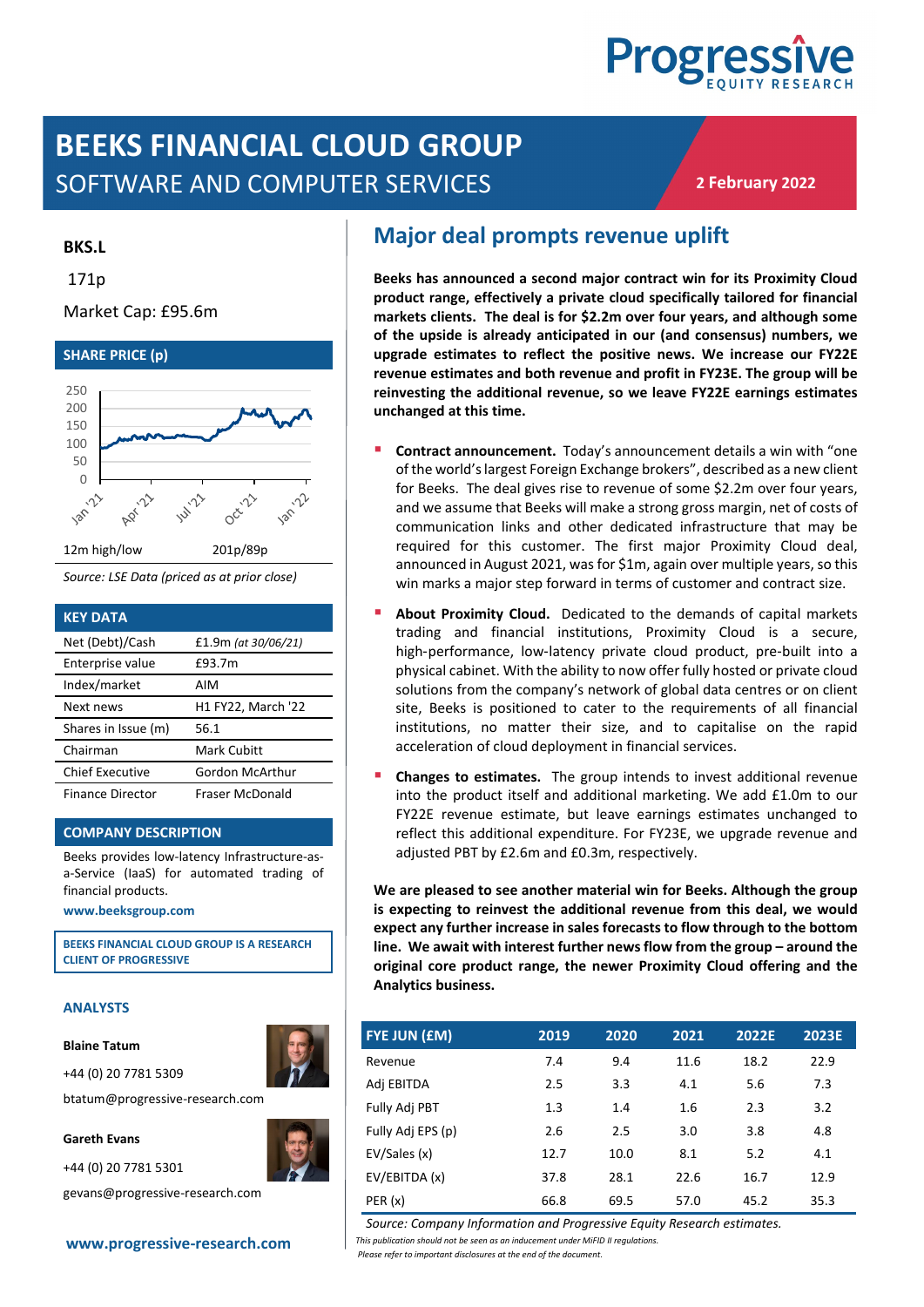# BEEKS FINANCIAL CLOUD GROUP

## SOFTWARE AND COMPUTER SERVICES

**2 February 2022**

**BKS.L**

171p

Market Cap: £95.6m

### SHARE PRICE (p)

12m high/low 201p/89p

*Source: LSE Data (priced as at prior close)*

### KEY DATA

| | |
|---|---|
| Net (Debt)/Cash | £1.9m *(at 30/06/21)* |
| Enterprise value | £93.7m |
| Index/market | AIM |
| Next news | H1 FY22, March '22 |
| Shares in Issue (m) | 56.1 |
| Chairman | Mark Cubitt |
| Chief Executive | Gordon McArthur |
| Finance Director | Fraser McDonald |

### COMPANY DESCRIPTION

Beeks provides low-latency Infrastructure-as-a-Service (IaaS) for automated trading of financial products.

**www.beeksgroup.com**

**BEEKS FINANCIAL CLOUD GROUP IS A RESEARCH CLIENT OF PROGRESSIVE**

### ANALYSTS

**Blaine Tatum**

+44 (0) 20 7781 5309

btatum@progressive-research.com

**Gareth Evans**

+44 (0) 20 7781 5301

gevans@progressive-research.com

**www.progressive-research.com**

## Major deal prompts revenue uplift

**Beeks has announced a second major contract win for its Proximity Cloud product range, effectively a private cloud specifically tailored for financial markets clients. The deal is for $2.2m over four years, and although some of the upside is already anticipated in our (and consensus) numbers, we upgrade estimates to reflect the positive news. We increase our FY22E revenue estimates and both revenue and profit in FY23E. The group will be reinvesting the additional revenue, so we leave FY22E earnings estimates unchanged at this time.**

- **Contract announcement.** Today's announcement details a win with "one of the world's largest Foreign Exchange brokers", described as a new client for Beeks. The deal gives rise to revenue of some $2.2m over four years, and we assume that Beeks will make a strong gross margin, net of costs of communication links and other dedicated infrastructure that may be required for this customer. The first major Proximity Cloud deal, announced in August 2021, was for $1m, again over multiple years, so this win marks a major step forward in terms of customer and contract size.
- **About Proximity Cloud.** Dedicated to the demands of capital markets trading and financial institutions, Proximity Cloud is a secure, high-performance, low-latency private cloud product, pre-built into a physical cabinet. With the ability to now offer fully hosted or private cloud solutions from the company's network of global data centres or on client site, Beeks is positioned to cater to the requirements of all financial institutions, no matter their size, and to capitalise on the rapid acceleration of cloud deployment in financial services.
- **Changes to estimates.** The group intends to invest additional revenue into the product itself and additional marketing. We add £1.0m to our FY22E revenue estimate, but leave earnings estimates unchanged to reflect this additional expenditure. For FY23E, we upgrade revenue and adjusted PBT by £2.6m and £0.3m, respectively.

**We are pleased to see another material win for Beeks. Although the group is expecting to reinvest the additional revenue from this deal, we would expect any further increase in sales forecasts to flow through to the bottom line. We await with interest further news flow from the group – around the original core product range, the newer Proximity Cloud offering and the Analytics business.**

| FYE JUN (£M) | 2019 | 2020 | 2021 | 2022E | 2023E |
|---|---|---|---|---|---|
| Revenue | 7.4 | 9.4 | 11.6 | 18.2 | 22.9 |
| Adj EBITDA | 2.5 | 3.3 | 4.1 | 5.6 | 7.3 |
| Fully Adj PBT | 1.3 | 1.4 | 1.6 | 2.3 | 3.2 |
| Fully Adj EPS (p) | 2.6 | 2.5 | 3.0 | 3.8 | 4.8 |
| EV/Sales (x) | 12.7 | 10.0 | 8.1 | 5.2 | 4.1 |
| EV/EBITDA (x) | 37.8 | 28.1 | 22.6 | 16.7 | 12.9 |
| PER (x) | 66.8 | 69.5 | 57.0 | 45.2 | 35.3 |

*Source: Company Information and Progressive Equity Research estimates.*

*This publication should not be seen as an inducement under MiFID II regulations.*
*Please refer to important disclosures at the end of the document.*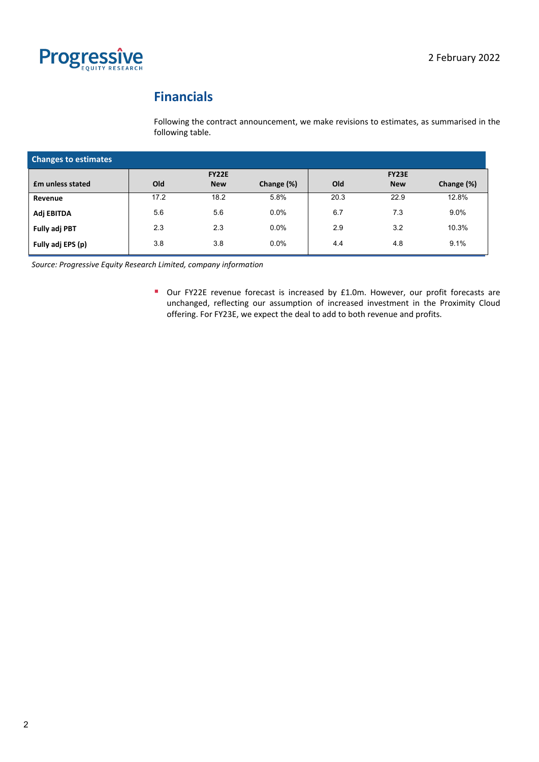## Financials

Following the contract announcement, we make revisions to estimates, as summarised in the following table.

**Changes to estimates**

| £m unless stated | FY22E Old | FY22E New | FY22E Change (%) | FY23E Old | FY23E New | FY23E Change (%) |
|---|---|---|---|---|---|---|
| **Revenue** | 17.2 | 18.2 | 5.8% | 20.3 | 22.9 | 12.8% |
| **Adj EBITDA** | 5.6 | 5.6 | 0.0% | 6.7 | 7.3 | 9.0% |
| **Fully adj PBT** | 2.3 | 2.3 | 0.0% | 2.9 | 3.2 | 10.3% |
| **Fully adj EPS (p)** | 3.8 | 3.8 | 0.0% | 4.4 | 4.8 | 9.1% |

*Source: Progressive Equity Research Limited, company information*

- Our FY22E revenue forecast is increased by £1.0m. However, our profit forecasts are unchanged, reflecting our assumption of increased investment in the Proximity Cloud offering. For FY23E, we expect the deal to add to both revenue and profits.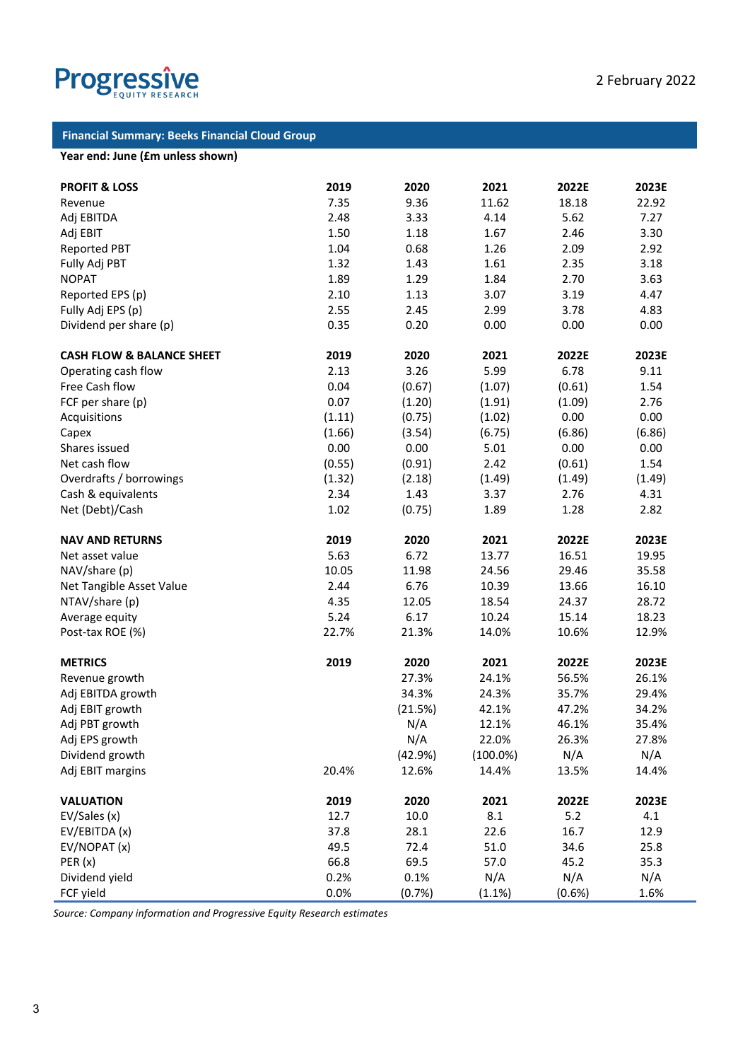2 February 2022

## Financial Summary: Beeks Financial Cloud Group

**Year end: June (£m unless shown)**

| **PROFIT & LOSS** | **2019** | **2020** | **2021** | **2022E** | **2023E** |
|---|---|---|---|---|---|
| Revenue | 7.35 | 9.36 | 11.62 | 18.18 | 22.92 |
| Adj EBITDA | 2.48 | 3.33 | 4.14 | 5.62 | 7.27 |
| Adj EBIT | 1.50 | 1.18 | 1.67 | 2.46 | 3.30 |
| Reported PBT | 1.04 | 0.68 | 1.26 | 2.09 | 2.92 |
| Fully Adj PBT | 1.32 | 1.43 | 1.61 | 2.35 | 3.18 |
| NOPAT | 1.89 | 1.29 | 1.84 | 2.70 | 3.63 |
| Reported EPS (p) | 2.10 | 1.13 | 3.07 | 3.19 | 4.47 |
| Fully Adj EPS (p) | 2.55 | 2.45 | 2.99 | 3.78 | 4.83 |
| Dividend per share (p) | 0.35 | 0.20 | 0.00 | 0.00 | 0.00 |
| | | | | | |
| **CASH FLOW & BALANCE SHEET** | **2019** | **2020** | **2021** | **2022E** | **2023E** |
| Operating cash flow | 2.13 | 3.26 | 5.99 | 6.78 | 9.11 |
| Free Cash flow | 0.04 | (0.67) | (1.07) | (0.61) | 1.54 |
| FCF per share (p) | 0.07 | (1.20) | (1.91) | (1.09) | 2.76 |
| Acquisitions | (1.11) | (0.75) | (1.02) | 0.00 | 0.00 |
| Capex | (1.66) | (3.54) | (6.75) | (6.86) | (6.86) |
| Shares issued | 0.00 | 0.00 | 5.01 | 0.00 | 0.00 |
| Net cash flow | (0.55) | (0.91) | 2.42 | (0.61) | 1.54 |
| Overdrafts / borrowings | (1.32) | (2.18) | (1.49) | (1.49) | (1.49) |
| Cash & equivalents | 2.34 | 1.43 | 3.37 | 2.76 | 4.31 |
| Net (Debt)/Cash | 1.02 | (0.75) | 1.89 | 1.28 | 2.82 |
| | | | | | |
| **NAV AND RETURNS** | **2019** | **2020** | **2021** | **2022E** | **2023E** |
| Net asset value | 5.63 | 6.72 | 13.77 | 16.51 | 19.95 |
| NAV/share (p) | 10.05 | 11.98 | 24.56 | 29.46 | 35.58 |
| Net Tangible Asset Value | 2.44 | 6.76 | 10.39 | 13.66 | 16.10 |
| NTAV/share (p) | 4.35 | 12.05 | 18.54 | 24.37 | 28.72 |
| Average equity | 5.24 | 6.17 | 10.24 | 15.14 | 18.23 |
| Post-tax ROE (%) | 22.7% | 21.3% | 14.0% | 10.6% | 12.9% |
| | | | | | |
| **METRICS** | **2019** | **2020** | **2021** | **2022E** | **2023E** |
| Revenue growth | | 27.3% | 24.1% | 56.5% | 26.1% |
| Adj EBITDA growth | | 34.3% | 24.3% | 35.7% | 29.4% |
| Adj EBIT growth | | (21.5%) | 42.1% | 47.2% | 34.2% |
| Adj PBT growth | | N/A | 12.1% | 46.1% | 35.4% |
| Adj EPS growth | | N/A | 22.0% | 26.3% | 27.8% |
| Dividend growth | | (42.9%) | (100.0%) | N/A | N/A |
| Adj EBIT margins | 20.4% | 12.6% | 14.4% | 13.5% | 14.4% |
| | | | | | |
| **VALUATION** | **2019** | **2020** | **2021** | **2022E** | **2023E** |
| EV/Sales (x) | 12.7 | 10.0 | 8.1 | 5.2 | 4.1 |
| EV/EBITDA (x) | 37.8 | 28.1 | 22.6 | 16.7 | 12.9 |
| EV/NOPAT (x) | 49.5 | 72.4 | 51.0 | 34.6 | 25.8 |
| PER (x) | 66.8 | 69.5 | 57.0 | 45.2 | 35.3 |
| Dividend yield | 0.2% | 0.1% | N/A | N/A | N/A |
| FCF yield | 0.0% | (0.7%) | (1.1%) | (0.6%) | 1.6% |

*Source: Company information and Progressive Equity Research estimates*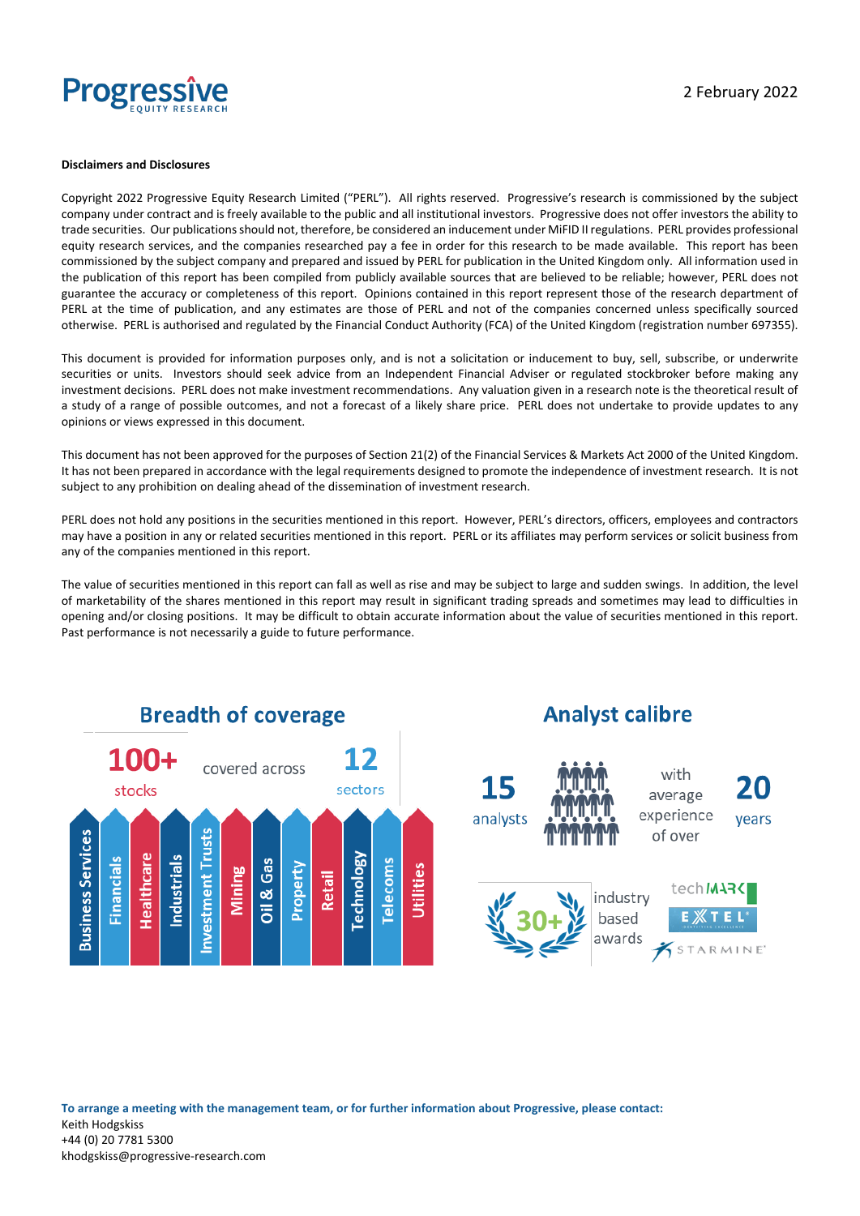Progressive EQUITY RESEARCH

2 February 2022

**Disclaimers and Disclosures**

Copyright 2022 Progressive Equity Research Limited ("PERL"). All rights reserved. Progressive's research is commissioned by the subject company under contract and is freely available to the public and all institutional investors. Progressive does not offer investors the ability to trade securities. Our publications should not, therefore, be considered an inducement under MiFID II regulations. PERL provides professional equity research services, and the companies researched pay a fee in order for this research to be made available. This report has been commissioned by the subject company and prepared and issued by PERL for publication in the United Kingdom only. All information used in the publication of this report has been compiled from publicly available sources that are believed to be reliable; however, PERL does not guarantee the accuracy or completeness of this report. Opinions contained in this report represent those of the research department of PERL at the time of publication, and any estimates are those of PERL and not of the companies concerned unless specifically sourced otherwise. PERL is authorised and regulated by the Financial Conduct Authority (FCA) of the United Kingdom (registration number 697355).

This document is provided for information purposes only, and is not a solicitation or inducement to buy, sell, subscribe, or underwrite securities or units. Investors should seek advice from an Independent Financial Adviser or regulated stockbroker before making any investment decisions. PERL does not make investment recommendations. Any valuation given in a research note is the theoretical result of a study of a range of possible outcomes, and not a forecast of a likely share price. PERL does not undertake to provide updates to any opinions or views expressed in this document.

This document has not been approved for the purposes of Section 21(2) of the Financial Services & Markets Act 2000 of the United Kingdom. It has not been prepared in accordance with the legal requirements designed to promote the independence of investment research. It is not subject to any prohibition on dealing ahead of the dissemination of investment research.

PERL does not hold any positions in the securities mentioned in this report. However, PERL's directors, officers, employees and contractors may have a position in any or related securities mentioned in this report. PERL or its affiliates may perform services or solicit business from any of the companies mentioned in this report.

The value of securities mentioned in this report can fall as well as rise and may be subject to large and sudden swings. In addition, the level of marketability of the shares mentioned in this report may result in significant trading spreads and sometimes may lead to difficulties in opening and/or closing positions. It may be difficult to obtain accurate information about the value of securities mentioned in this report. Past performance is not necessarily a guide to future performance.

## Breadth of coverage

100+ stocks covered across 12 sectors

Business Services
Financials
Healthcare
Industrials
Investment Trusts
Mining
Oil & Gas
Property
Retail
Technology
Telecoms
Utilities

## Analyst calibre

15 analysts with average experience of over 20 years

30+ industry based awards

techMARK
EXTEL
STARMINE

**To arrange a meeting with the management team, or for further information about Progressive, please contact:**

Keith Hodgskiss
+44 (0) 20 7781 5300
khodgskiss@progressive-research.com